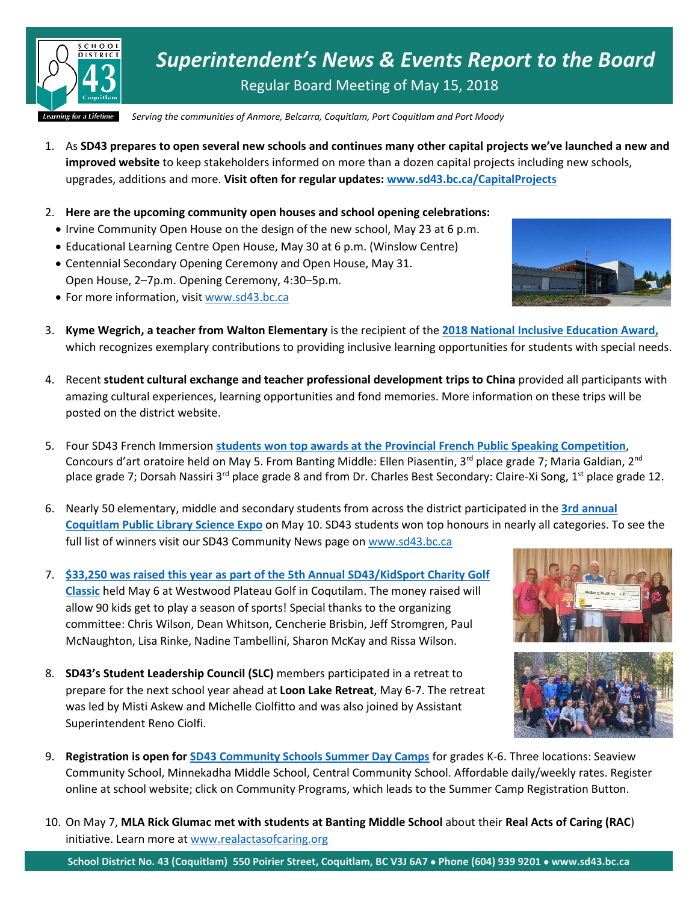# *Superintendent's News & Events Report to the Board*

Regular Board Meeting of May 15, 2018

*Serving the communities of Anmore, Belcarra, Coquitlam, Port Coquitlam and Port Moody*

1. As **SD43 prepares to open several new schools and continues many other capital projects we've launched a new and improved website** to keep stakeholders informed on more than a dozen capital projects including new schools, upgrades, additions and more. **Visit often for regular updates: www.sd43.bc.ca/CapitalProjects**

2. **Here are the upcoming community open houses and school opening celebrations:**
   - Irvine Community Open House on the design of the new school, May 23 at 6 p.m.
   - Educational Learning Centre Open House, May 30 at 6 p.m. (Winslow Centre)
   - Centennial Secondary Opening Ceremony and Open House, May 31. Open House, 2–7p.m. Opening Ceremony, 4:30–5p.m.
   - For more information, visit www.sd43.bc.ca

3. **Kyme Wegrich, a teacher from Walton Elementary** is the recipient of the **2018 National Inclusive Education Award,** which recognizes exemplary contributions to providing inclusive learning opportunities for students with special needs.

4. Recent **student cultural exchange and teacher professional development trips to China** provided all participants with amazing cultural experiences, learning opportunities and fond memories. More information on these trips will be posted on the district website.

5. Four SD43 French Immersion **students won top awards at the Provincial French Public Speaking Competition**, Concours d'art oratoire held on May 5. From Banting Middle: Ellen Piasentin, 3rd place grade 7; Maria Galdian, 2nd place grade 7; Dorsah Nassiri 3rd place grade 8 and from Dr. Charles Best Secondary: Claire-Xi Song, 1st place grade 12.

6. Nearly 50 elementary, middle and secondary students from across the district participated in the **3rd annual Coquitlam Public Library Science Expo** on May 10. SD43 students won top honours in nearly all categories. To see the full list of winners visit our SD43 Community News page on www.sd43.bc.ca

7. **$33,250 was raised this year as part of the 5th Annual SD43/KidSport Charity Golf Classic** held May 6 at Westwood Plateau Golf in Coquitlam. The money raised will allow 90 kids get to play a season of sports! Special thanks to the organizing committee: Chris Wilson, Dean Whitson, Cencherie Brisbin, Jeff Stromgren, Paul McNaughton, Lisa Rinke, Nadine Tambellini, Sharon McKay and Rissa Wilson.

8. **SD43's Student Leadership Council (SLC)** members participated in a retreat to prepare for the next school year ahead at **Loon Lake Retreat**, May 6-7. The retreat was led by Misti Askew and Michelle Ciolfitto and was also joined by Assistant Superintendent Reno Ciolfi.

9. **Registration is open for SD43 Community Schools Summer Day Camps** for grades K-6. Three locations: Seaview Community School, Minnekadha Middle School, Central Community School. Affordable daily/weekly rates. Register online at school website; click on Community Programs, which leads to the Summer Camp Registration Button.

10. On May 7, **MLA Rick Glumac met with students at Banting Middle School** about their **Real Acts of Caring (RAC**) initiative. Learn more at www.realactasofcaring.org

**School District No. 43 (Coquitlam) 550 Poirier Street, Coquitlam, BC V3J 6A7 • Phone (604) 939 9201 • www.sd43.bc.ca**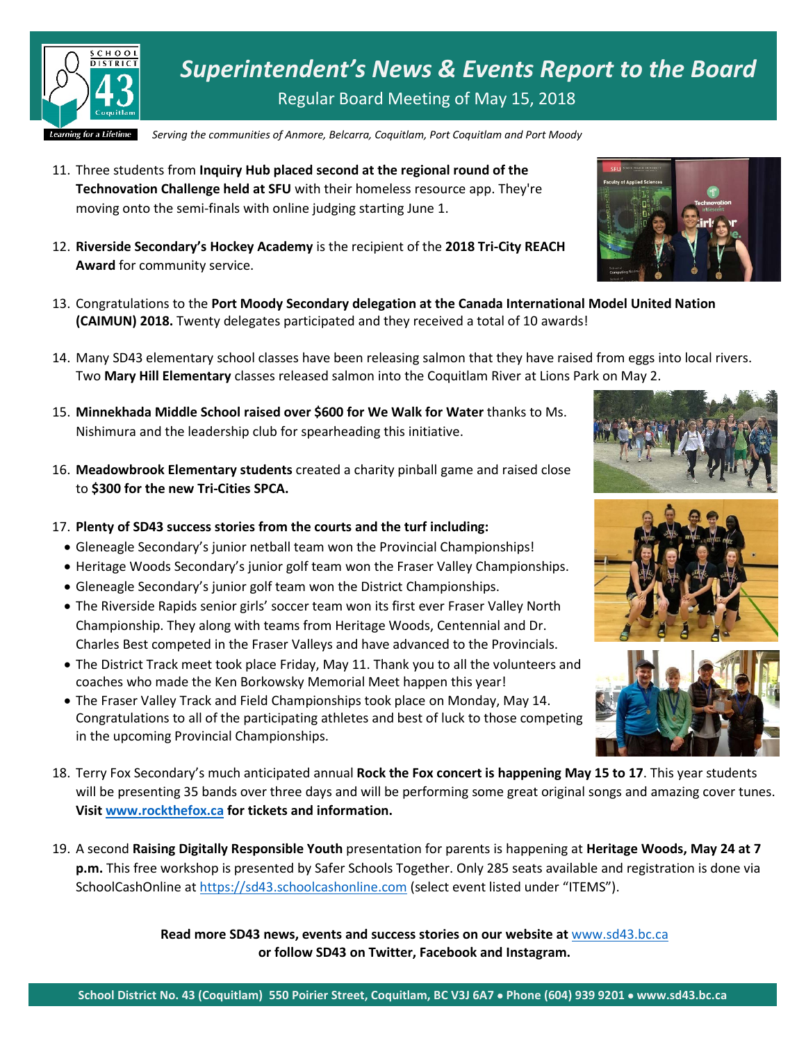# *Superintendent's News & Events Report to the Board*

Regular Board Meeting of May 15, 2018

*Serving the communities of Anmore, Belcarra, Coquitlam, Port Coquitlam and Port Moody*

11. Three students from **Inquiry Hub placed second at the regional round of the Technovation Challenge held at SFU** with their homeless resource app. They're moving onto the semi-finals with online judging starting June 1.

12. **Riverside Secondary's Hockey Academy** is the recipient of the **2018 Tri-City REACH Award** for community service.

13. Congratulations to the **Port Moody Secondary delegation at the Canada International Model United Nation (CAIMUN) 2018.** Twenty delegates participated and they received a total of 10 awards!

14. Many SD43 elementary school classes have been releasing salmon that they have raised from eggs into local rivers. Two **Mary Hill Elementary** classes released salmon into the Coquitlam River at Lions Park on May 2.

15. **Minnekhada Middle School raised over $600 for We Walk for Water** thanks to Ms. Nishimura and the leadership club for spearheading this initiative.

16. **Meadowbrook Elementary students** created a charity pinball game and raised close to **$300 for the new Tri-Cities SPCA.**

17. **Plenty of SD43 success stories from the courts and the turf including:**
    - Gleneagle Secondary's junior netball team won the Provincial Championships!
    - Heritage Woods Secondary's junior golf team won the Fraser Valley Championships.
    - Gleneagle Secondary's junior golf team won the District Championships.
    - The Riverside Rapids senior girls' soccer team won its first ever Fraser Valley North Championship. They along with teams from Heritage Woods, Centennial and Dr. Charles Best competed in the Fraser Valleys and have advanced to the Provincials.
    - The District Track meet took place Friday, May 11. Thank you to all the volunteers and coaches who made the Ken Borkowsky Memorial Meet happen this year!
    - The Fraser Valley Track and Field Championships took place on Monday, May 14. Congratulations to all of the participating athletes and best of luck to those competing in the upcoming Provincial Championships.

18. Terry Fox Secondary's much anticipated annual **Rock the Fox concert is happening May 15 to 17**. This year students will be presenting 35 bands over three days and will be performing some great original songs and amazing cover tunes. **Visit www.rockthefox.ca for tickets and information.**

19. A second **Raising Digitally Responsible Youth** presentation for parents is happening at **Heritage Woods, May 24 at 7 p.m.** This free workshop is presented by Safer Schools Together. Only 285 seats available and registration is done via SchoolCashOnline at https://sd43.schoolcashonline.com (select event listed under "ITEMS").

**Read more SD43 news, events and success stories on our website at** www.sd43.bc.ca
**or follow SD43 on Twitter, Facebook and Instagram.**

**School District No. 43 (Coquitlam) 550 Poirier Street, Coquitlam, BC V3J 6A7 • Phone (604) 939 9201 • www.sd43.bc.ca**